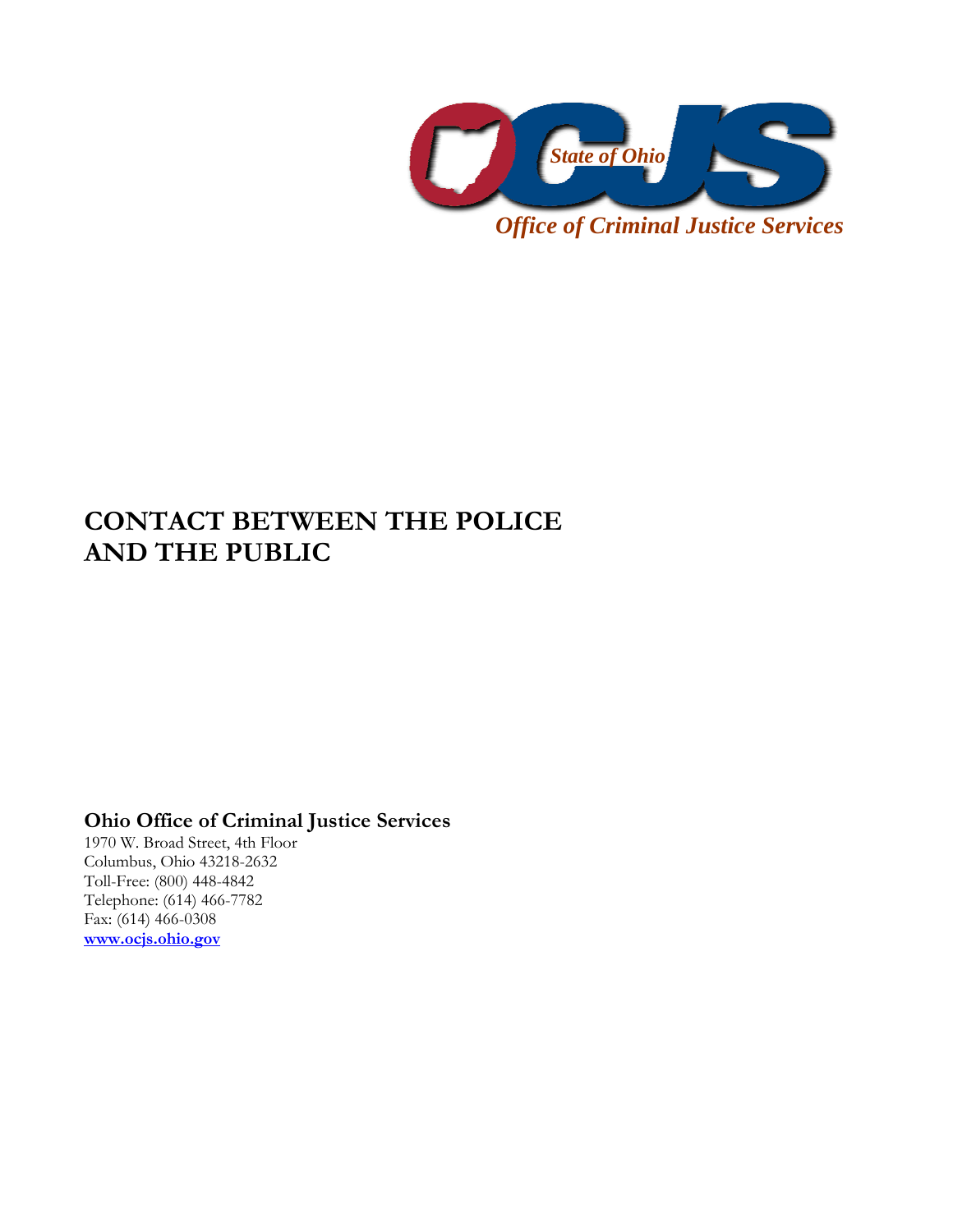State of Ohio

*Office of Criminal Justice Services*

# CONTACT BETWEEN THE POLICE AND THE PUBLIC

**Ohio Office of Criminal Justice Services**

1970 W. Broad Street, 4th Floor
Columbus, Ohio 43218-2632
Toll-Free: (800) 448-4842
Telephone: (614) 466-7782
Fax: (614) 466-0308
**www.ocjs.ohio.gov**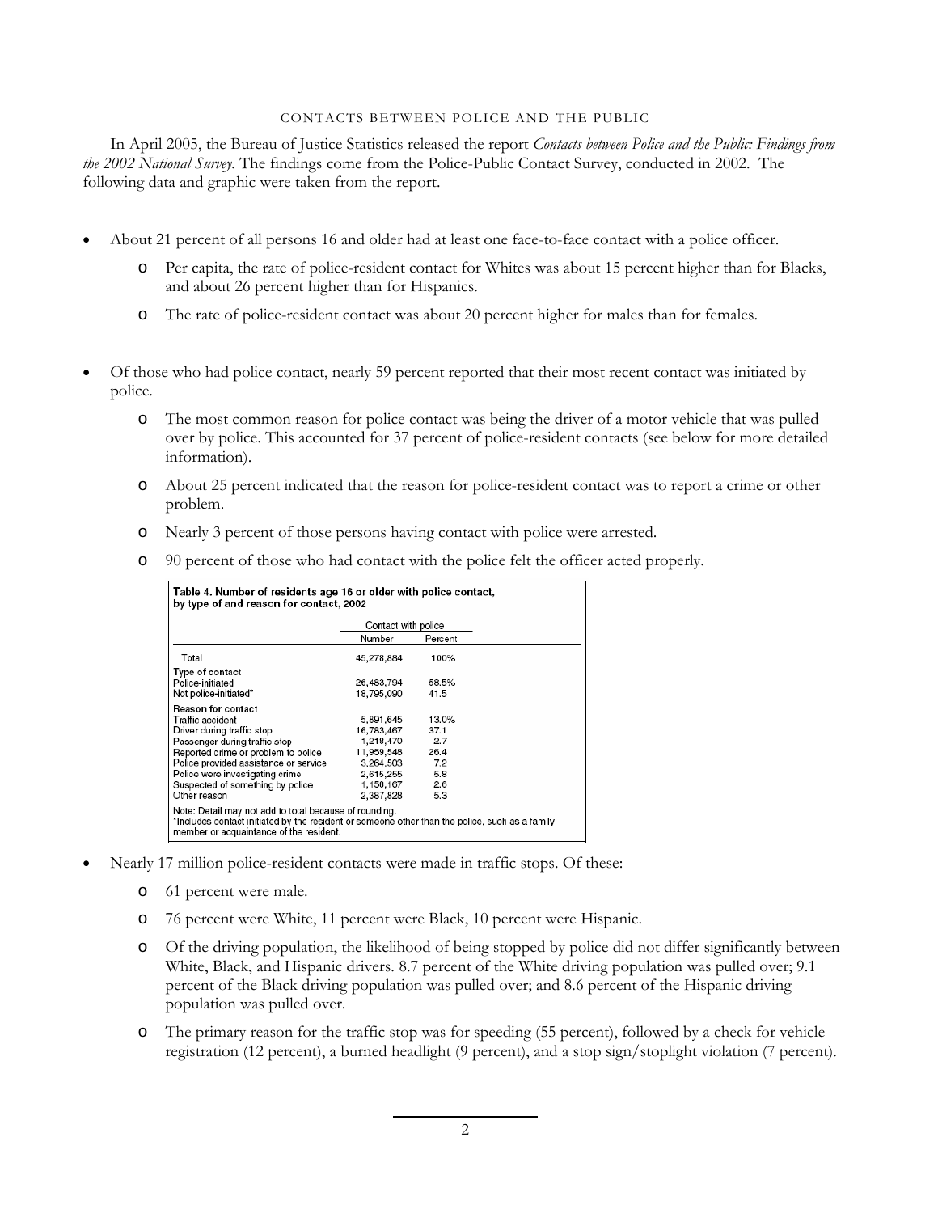## CONTACTS BETWEEN POLICE AND THE PUBLIC

In April 2005, the Bureau of Justice Statistics released the report *Contacts between Police and the Public: Findings from the 2002 National Survey*. The findings come from the Police-Public Contact Survey, conducted in 2002. The following data and graphic were taken from the report.

- About 21 percent of all persons 16 and older had at least one face-to-face contact with a police officer.
  - Per capita, the rate of police-resident contact for Whites was about 15 percent higher than for Blacks, and about 26 percent higher than for Hispanics.
  - The rate of police-resident contact was about 20 percent higher for males than for females.

- Of those who had police contact, nearly 59 percent reported that their most recent contact was initiated by police.
  - The most common reason for police contact was being the driver of a motor vehicle that was pulled over by police. This accounted for 37 percent of police-resident contacts (see below for more detailed information).
  - About 25 percent indicated that the reason for police-resident contact was to report a crime or other problem.
  - Nearly 3 percent of those persons having contact with police were arrested.
  - 90 percent of those who had contact with the police felt the officer acted properly.

**Table 4. Number of residents age 16 or older with police contact, by type of and reason for contact, 2002**

| | Contact with police | |
|---|---|---|
| | Number | Percent |
| Total | 45,278,884 | 100% |
| **Type of contact** | | |
| Police-initiated | 26,483,794 | 58.5% |
| Not police-initiated* | 18,795,090 | 41.5 |
| **Reason for contact** | | |
| Traffic accident | 5,891,645 | 13.0% |
| Driver during traffic stop | 16,783,467 | 37.1 |
| Passenger during traffic stop | 1,218,470 | 2.7 |
| Reported crime or problem to police | 11,959,548 | 26.4 |
| Police provided assistance or service | 3,264,503 | 7.2 |
| Police were investigating crime | 2,615,255 | 5.8 |
| Suspected of something by police | 1,158,167 | 2.6 |
| Other reason | 2,387,828 | 5.3 |

Note: Detail may not add to total because of rounding.
*Includes contact initiated by the resident or someone other than the police, such as a family member or acquaintance of the resident.

- Nearly 17 million police-resident contacts were made in traffic stops. Of these:
  - 61 percent were male.
  - 76 percent were White, 11 percent were Black, 10 percent were Hispanic.
  - Of the driving population, the likelihood of being stopped by police did not differ significantly between White, Black, and Hispanic drivers. 8.7 percent of the White driving population was pulled over; 9.1 percent of the Black driving population was pulled over; and 8.6 percent of the Hispanic driving population was pulled over.
  - The primary reason for the traffic stop was for speeding (55 percent), followed by a check for vehicle registration (12 percent), a burned headlight (9 percent), and a stop sign/stoplight violation (7 percent).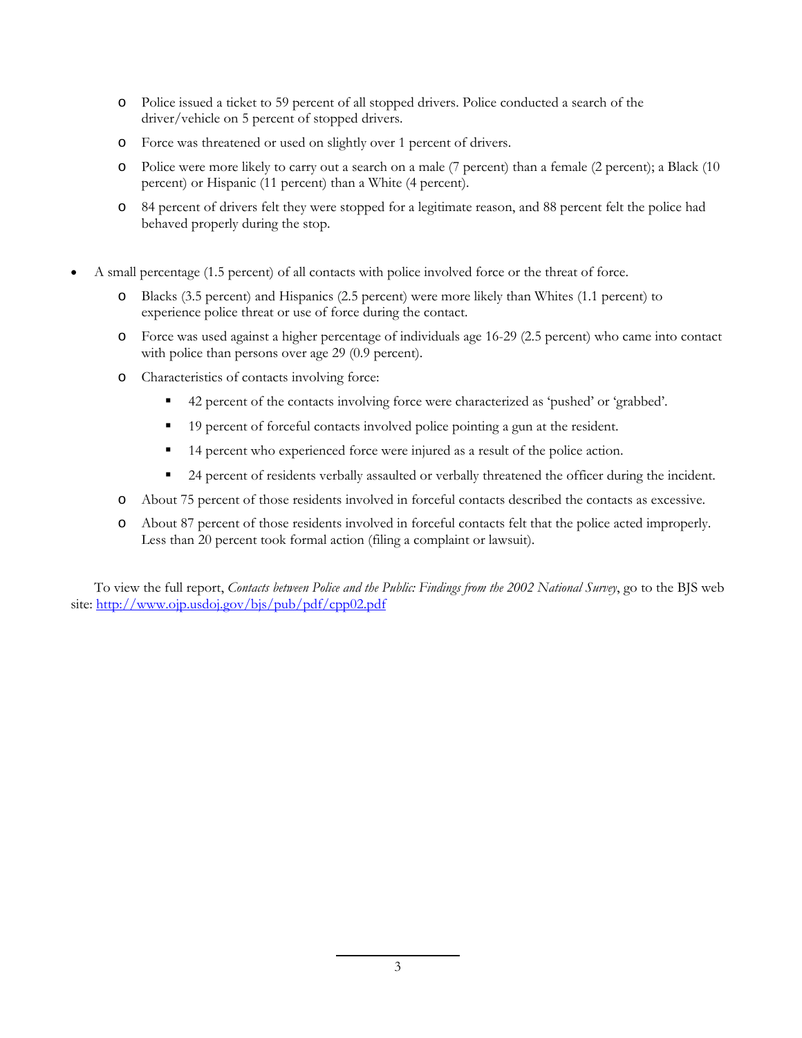- Police issued a ticket to 59 percent of all stopped drivers. Police conducted a search of the driver/vehicle on 5 percent of stopped drivers.
  - Force was threatened or used on slightly over 1 percent of drivers.
  - Police were more likely to carry out a search on a male (7 percent) than a female (2 percent); a Black (10 percent) or Hispanic (11 percent) than a White (4 percent).
  - 84 percent of drivers felt they were stopped for a legitimate reason, and 88 percent felt the police had behaved properly during the stop.

- A small percentage (1.5 percent) of all contacts with police involved force or the threat of force.
  - Blacks (3.5 percent) and Hispanics (2.5 percent) were more likely than Whites (1.1 percent) to experience police threat or use of force during the contact.
  - Force was used against a higher percentage of individuals age 16-29 (2.5 percent) who came into contact with police than persons over age 29 (0.9 percent).
  - Characteristics of contacts involving force:
    - 42 percent of the contacts involving force were characterized as 'pushed' or 'grabbed'.
    - 19 percent of forceful contacts involved police pointing a gun at the resident.
    - 14 percent who experienced force were injured as a result of the police action.
    - 24 percent of residents verbally assaulted or verbally threatened the officer during the incident.
  - About 75 percent of those residents involved in forceful contacts described the contacts as excessive.
  - About 87 percent of those residents involved in forceful contacts felt that the police acted improperly. Less than 20 percent took formal action (filing a complaint or lawsuit).

To view the full report, *Contacts between Police and the Public: Findings from the 2002 National Survey*, go to the BJS web site: [http://www.ojp.usdoj.gov/bjs/pub/pdf/cpp02.pdf](http://www.ojp.usdoj.gov/bjs/pub/pdf/cpp02.pdf)